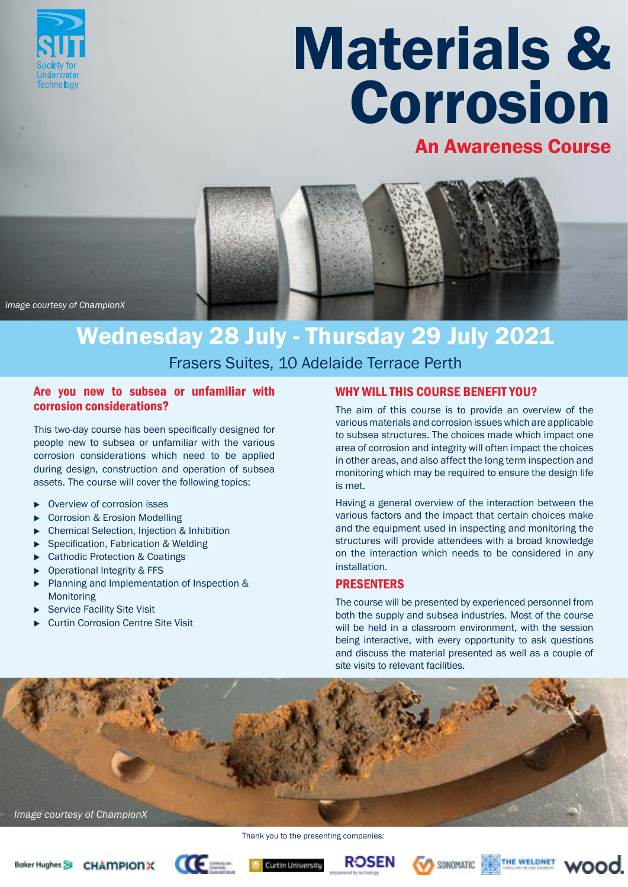Society for Underwater Technology

# Materials & Corrosion

## An Awareness Course

*Image courtesy of ChampionX*

## Wednesday 28 July - Thursday 29 July 2021

Frasers Suites, 10 Adelaide Terrace Perth

### Are you new to subsea or unfamiliar with corrosion considerations?

This two-day course has been specifically designed for people new to subsea or unfamiliar with the various corrosion considerations which need to be applied during design, construction and operation of subsea assets. The course will cover the following topics:

- Overview of corrosion isses
- Corrosion & Erosion Modelling
- Chemical Selection, Injection & Inhibition
- Specification, Fabrication & Welding
- Cathodic Protection & Coatings
- Operational Integrity & FFS
- Planning and Implementation of Inspection & Monitoring
- Service Facility Site Visit
- Curtin Corrosion Centre Site Visit

### WHY WILL THIS COURSE BENEFIT YOU?

The aim of this course is to provide an overview of the various materials and corrosion issues which are applicable to subsea structures. The choices made which impact one area of corrosion and integrity will often impact the choices in other areas, and also affect the long term inspection and monitoring which may be required to ensure the design life is met.

Having a general overview of the interaction between the various factors and the impact that certain choices make and the equipment used in inspecting and monitoring the structures will provide attendees with a broad knowledge on the interaction which needs to be considered in any installation.

### PRESENTERS

The course will be presented by experienced personnel from both the supply and subsea industries. Most of the course will be held in a classroom environment, with the session being interactive, with every opportunity to ask questions and discuss the material presented as well as a couple of site visits to relevant facilities.

*Image courtesy of ChampionX*

Thank you to the presenting companies:

Baker Hughes, ChampionX, CCE, Curtin University, ROSEN, Sonomatic, The Weldnet, wood.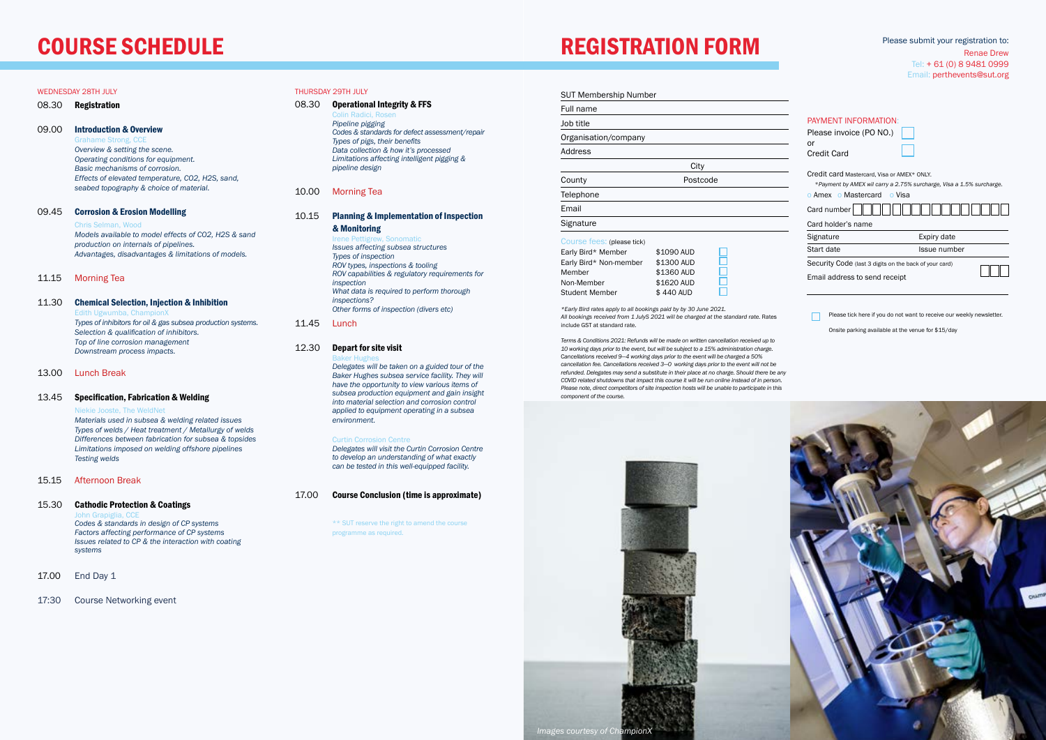# COURSE SCHEDULE

WEDNESDAY 28TH JULY

08.30 **Registration**

09.00 **Introduction & Overview**
Grahame Strong, CCE
*Overview & setting the scene.*
*Operating conditions for equipment.*
*Basic mechanisms of corrosion.*
*Effects of elevated temperature, CO2, H2S, sand, seabed topography & choice of material.*

09.45 **Corrosion & Erosion Modelling**
Chris Selman, Wood
*Models available to model effects of CO2, H2S & sand production on internals of pipelines.*
*Advantages, disadvantages & limitations of models.*

11.15 Morning Tea

11.30 **Chemical Selection, Injection & Inhibition**
Edith Ugwumba, ChampionX
*Types of inhibitors for oil & gas subsea production systems.*
*Selection & qualification of inhibitors.*
*Top of line corrosion management*
*Downstream process impacts.*

13.00 Lunch Break

13.45 **Specification, Fabrication & Welding**
Niekie Jooste, The WeldNet
*Materials used in subsea & welding related issues*
*Types of welds / Heat treatment / Metallurgy of welds*
*Differences between fabrication for subsea & topsides*
*Limitations imposed on welding offshore pipelines*
*Testing welds*

15.15 Afternoon Break

15.30 **Cathodic Protection & Coatings**
John Grapiglia, CCE
*Codes & standards in design of CP systems*
*Factors affecting performance of CP systems*
*Issues related to CP & the interaction with coating systems*

17.00 End Day 1

17:30 Course Networking event

THURSDAY 29TH JULY

08.30 **Operational Integrity & FFS**
Colin Radici, Rosen
*Pipeline pigging*
*Codes & standards for defect assessment/repair*
*Types of pigs, their benefits*
*Data collection & how it's processed*
*Limitations affecting intelligent pigging & pipeline design*

10.00 Morning Tea

10.15 **Planning & Implementation of Inspection & Monitoring**
Irene Pettigrew, Sonomatic
*Issues affecting subsea structures*
*Types of inspection*
*ROV types, inspections & tooling*
*ROV capabilities & regulatory requirements for inspection*
*What data is required to perform thorough inspections?*
*Other forms of inspection (divers etc)*

11.45 Lunch

12.30 **Depart for site visit**
Baker Hughes
*Delegates will be taken on a guided tour of the Baker Hughes subsea service facility. They will have the opportunity to view various items of subsea production equipment and gain insight into material selection and corrosion control applied to equipment operating in a subsea environment.*

Curtin Corrosion Centre
*Delegates will visit the Curtin Corrosion Centre to develop an understanding of what exactly can be tested in this well-equipped facility.*

17.00 **Course Conclusion (time is approximate)**

** SUT reserve the right to amend the course programme as required.

# REGISTRATION FORM

Please submit your registration to:
Renae Drew
Tel: + 61 (0) 8 9481 0999
Email: perthevents@sut.org

SUT Membership Number
Full name
Job title
Organisation/company
Address
City
County Postcode
Telephone
Email
Signature

Course fees: (please tick)

| | | |
|---|---|---|
| Early Bird* Member | $1090 AUD | ☐ |
| Early Bird* Non-member | $1300 AUD | ☐ |
| Member | $1360 AUD | ☐ |
| Non-Member | $1620 AUD | ☐ |
| Student Member | $ 440 AUD | ☐ |

*\*Early Bird rates apply to all bookings paid by by 30 June 2021.*
*All bookings received from 1 JulyS 2021 will be charged at the standard rate.* Rates include GST at standard rate.

*Terms & Conditions 2021: Refunds will be made on written cancellation received up to 10 working days prior to the event, but will be subject to a 15% administration charge. Cancellations received 9—4 working days prior to the event will be charged a 50% cancellation fee. Cancellations received 3—0 working days prior to the event will not be refunded. Delegates may send a substitute in their place at no charge. Should there be any COVID related shutdowns that impact this course it will be run online instead of in person. Please note, direct competitors of site inspection hosts will be unable to participate in this component of the course.*

PAYMENT INFORMATION:
Please invoice (PO NO.) ☐
or
Credit Card ☐

Credit card Mastercard, Visa or AMEX* ONLY.
*\*Payment by AMEX wil carry a 2.75% surcharge, Visa a 1.5% surcharge.*
○ Amex ○ Mastercard ○ Visa

Card number
Card holder's name
Signature Expiry date
Start date Issue number
Security Code (last 3 digits on the back of your card)
Email address to send receipt

☐ Please tick here if you do not want to receive our weekly newsletter.

Onsite parking available at the venue for $15/day

*Images courtesy of ChampionX*